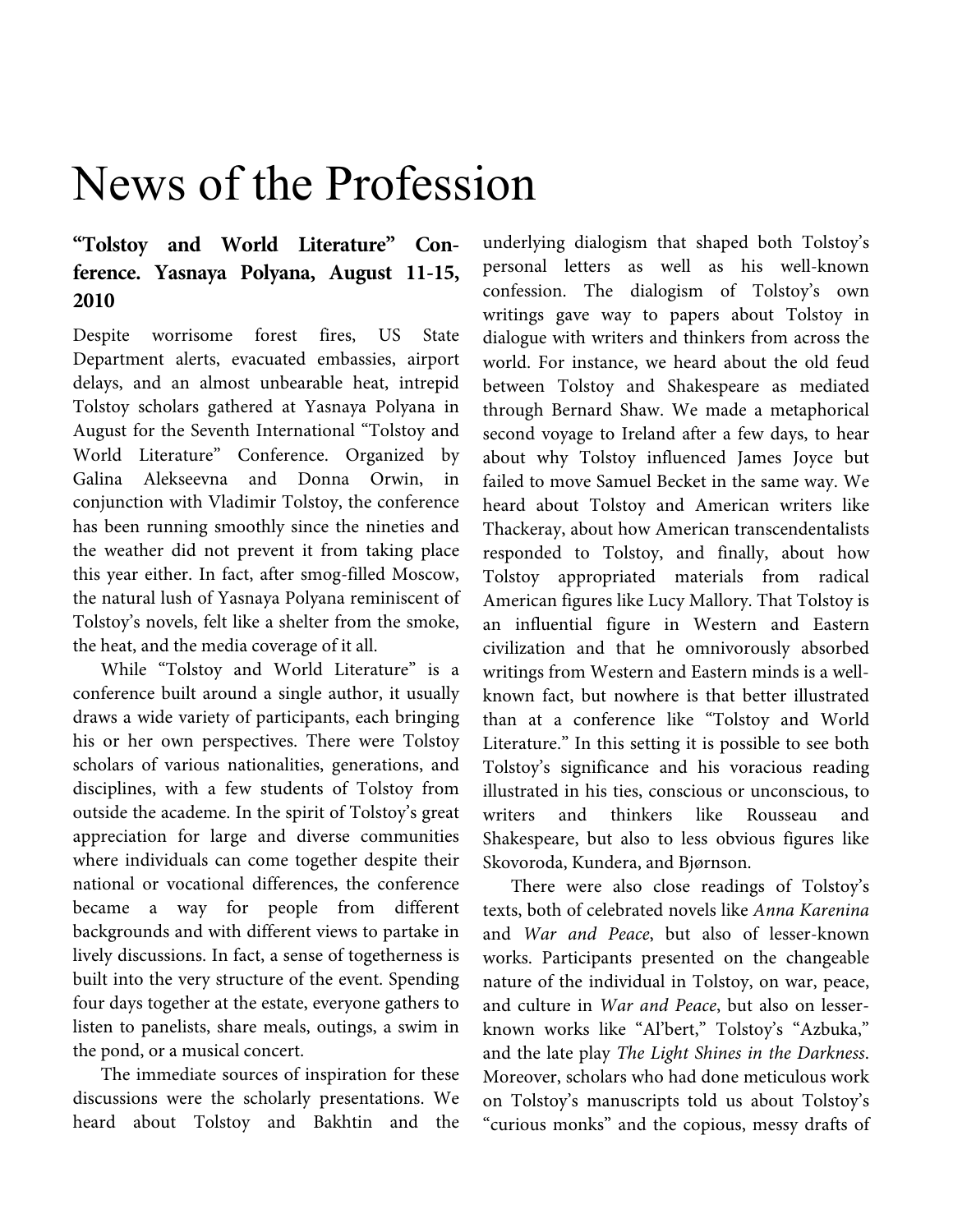# News of the Profession

### "Tolstoy and World Literature" Conference. Yasnaya Polyana, August 11-15, 2010

Despite worrisome forest fires, US State Department alerts, evacuated embassies, airport delays, and an almost unbearable heat, intrepid Tolstoy scholars gathered at Yasnaya Polyana in August for the Seventh International "Tolstoy and World Literature" Conference. Organized by Galina Alekseevna and Donna Orwin, in conjunction with Vladimir Tolstoy, the conference has been running smoothly since the nineties and the weather did not prevent it from taking place this year either. In fact, after smog-filled Moscow, the natural lush of Yasnaya Polyana reminiscent of Tolstoy's novels, felt like a shelter from the smoke, the heat, and the media coverage of it all.

While "Tolstoy and World Literature" is a conference built around a single author, it usually draws a wide variety of participants, each bringing his or her own perspectives. There were Tolstoy scholars of various nationalities, generations, and disciplines, with a few students of Tolstoy from outside the academe. In the spirit of Tolstoy's great appreciation for large and diverse communities where individuals can come together despite their national or vocational differences, the conference became a way for people from different backgrounds and with different views to partake in lively discussions. In fact, a sense of togetherness is built into the very structure of the event. Spending four days together at the estate, everyone gathers to listen to panelists, share meals, outings, a swim in the pond, or a musical concert.

The immediate sources of inspiration for these discussions were the scholarly presentations. We heard about Tolstoy and Bakhtin and the underlying dialogism that shaped both Tolstoy's personal letters as well as his well-known confession. The dialogism of Tolstoy's own writings gave way to papers about Tolstoy in dialogue with writers and thinkers from across the world. For instance, we heard about the old feud between Tolstoy and Shakespeare as mediated through Bernard Shaw. We made a metaphorical second voyage to Ireland after a few days, to hear about why Tolstoy influenced James Joyce but failed to move Samuel Becket in the same way. We heard about Tolstoy and American writers like Thackeray, about how American transcendentalists responded to Tolstoy, and finally, about how Tolstoy appropriated materials from radical American figures like Lucy Mallory. That Tolstoy is an influential figure in Western and Eastern civilization and that he omnivorously absorbed writings from Western and Eastern minds is a well-known fact, but nowhere is that better illustrated than at a conference like "Tolstoy and World Literature." In this setting it is possible to see both Tolstoy's significance and his voracious reading illustrated in his ties, conscious or unconscious, to writers and thinkers like Rousseau and Shakespeare, but also to less obvious figures like Skovoroda, Kundera, and Bjørnson.

There were also close readings of Tolstoy's texts, both of celebrated novels like *Anna Karenina* and *War and Peace*, but also of lesser-known works. Participants presented on the changeable nature of the individual in Tolstoy, on war, peace, and culture in *War and Peace*, but also on lesser-known works like "Al'bert," Tolstoy's "Azbuka," and the late play *The Light Shines in the Darkness*. Moreover, scholars who had done meticulous work on Tolstoy's manuscripts told us about Tolstoy's "curious monks" and the copious, messy drafts of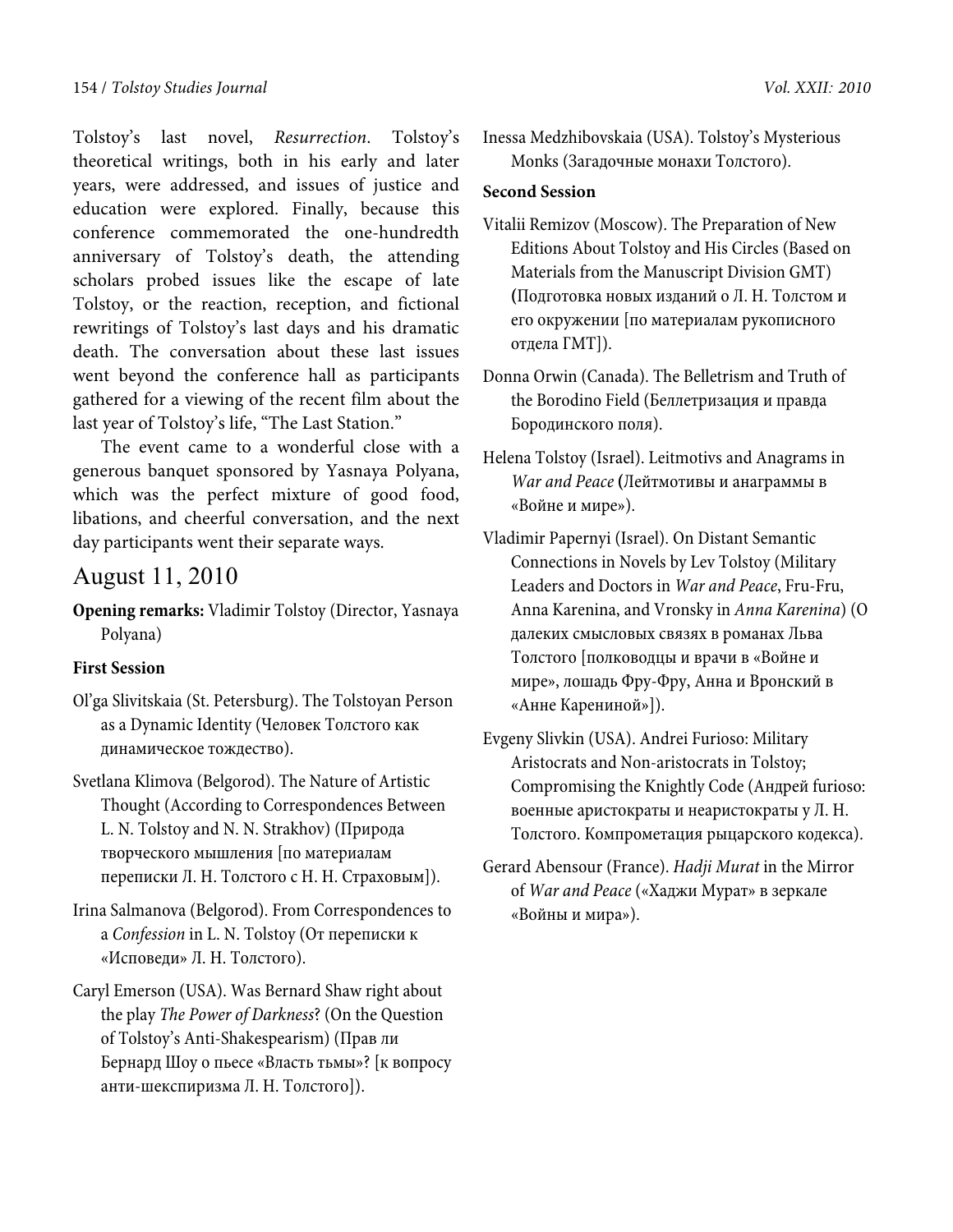Tolstoy's last novel, *Resurrection*. Tolstoy's theoretical writings, both in his early and later years, were addressed, and issues of justice and education were explored. Finally, because this conference commemorated the one-hundredth anniversary of Tolstoy's death, the attending scholars probed issues like the escape of late Tolstoy, or the reaction, reception, and fictional rewritings of Tolstoy's last days and his dramatic death. The conversation about these last issues went beyond the conference hall as participants gathered for a viewing of the recent film about the last year of Tolstoy's life, "The Last Station."

The event came to a wonderful close with a generous banquet sponsored by Yasnaya Polyana, which was the perfect mixture of good food, libations, and cheerful conversation, and the next day participants went their separate ways.

## August 11, 2010

**Opening remarks:** Vladimir Tolstoy (Director, Yasnaya Polyana)

**First Session**

Ol'ga Slivitskaia (St. Petersburg). The Tolstoyan Person as a Dynamic Identity (Человек Толстого как динамическое тождество).

Svetlana Klimova (Belgorod). The Nature of Artistic Thought (According to Correspondences Between L. N. Tolstoy and N. N. Strakhov) (Природа творческого мышления [по материалам переписки Л. Н. Толстого с Н. Н. Страховым]).

Irina Salmanova (Belgorod). From Correspondences to a *Confession* in L. N. Tolstoy (От переписки к «Исповеди» Л. Н. Толстого).

Caryl Emerson (USA). Was Bernard Shaw right about the play *The Power of Darkness*? (On the Question of Tolstoy's Anti-Shakespearism) (Прав ли Бернард Шоу о пьесе «Власть тьмы»? [к вопросу анти-шекспиризма Л. Н. Толстого]).

Inessa Medzhibovskaia (USA). Tolstoy's Mysterious Monks (Загадочные монахи Толстого).

**Second Session**

Vitalii Remizov (Moscow). The Preparation of New Editions About Tolstoy and His Circles (Based on Materials from the Manuscript Division GMT) (Подготовка новых изданий о Л. Н. Толстом и его окружении [по материалам рукописного отдела ГМТ]).

Donna Orwin (Canada). The Belletrism and Truth of the Borodino Field (Беллетризация и правда Бородинского поля).

Helena Tolstoy (Israel). Leitmotivs and Anagrams in *War and Peace* (Лейтмотивы и анаграммы в «Войне и мире»).

Vladimir Papernyi (Israel). On Distant Semantic Connections in Novels by Lev Tolstoy (Military Leaders and Doctors in *War and Peace*, Fru-Fru, Anna Karenina, and Vronsky in *Anna Karenina*) (О далеких смысловых связях в романах Льва Толстого [полководцы и врачи в «Войне и мире», лошадь Фру-Фру, Анна и Вронский в «Анне Карениной»]).

Evgeny Slivkin (USA). Andrei Furioso: Military Aristocrats and Non-aristocrats in Tolstoy; Compromising the Knightly Code (Андрей furioso: военные аристократы и неаристократы у Л. Н. Толстого. Компрометация рыцарского кодекса).

Gerard Abensour (France). *Hadji Murat* in the Mirror of *War and Peace* («Хаджи Мурат» в зеркале «Войны и мира»).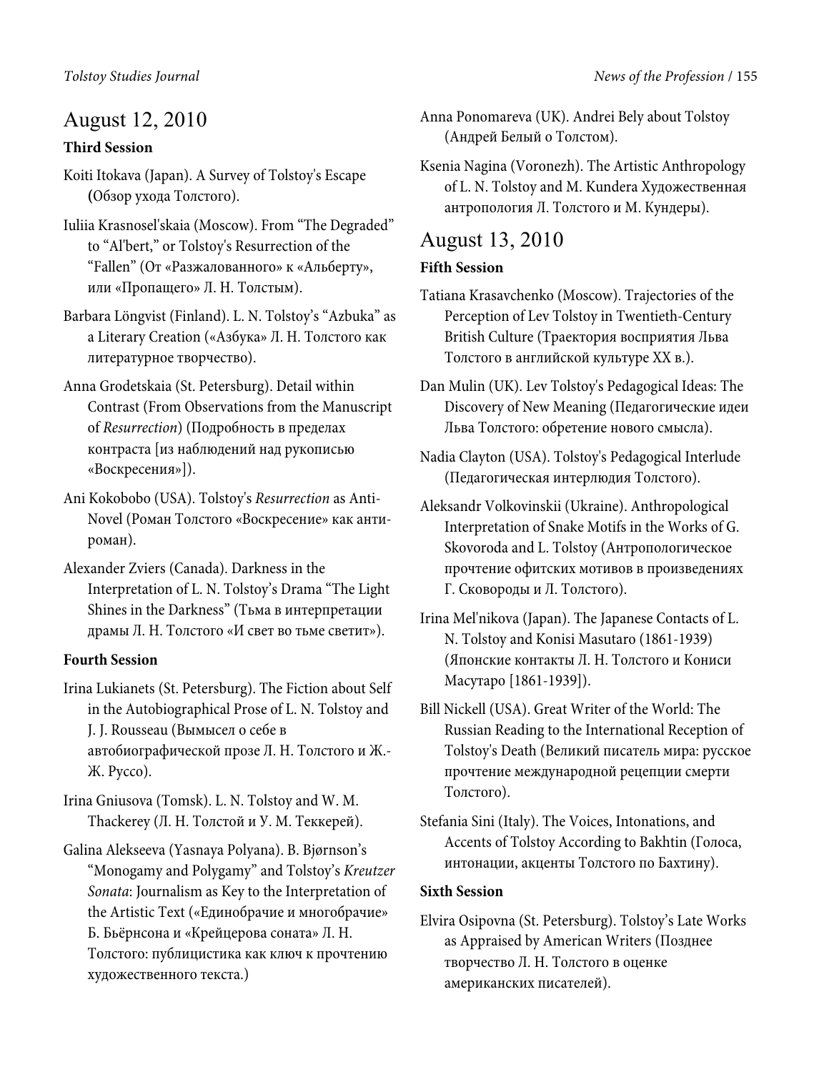## August 12, 2010

### Third Session

Koiti Itokava (Japan). A Survey of Tolstoy's Escape (Обзор ухода Толстого).

Iuliia Krasnosel'skaia (Moscow). From "The Degraded" to "Al'bert," or Tolstoy's Resurrection of the "Fallen" (От «Разжалованного» к «Альберту», или «Пропащего» Л. Н. Толстым).

Barbara Löngvist (Finland). L. N. Tolstoy's "Azbuka" as a Literary Creation («Азбука» Л. Н. Толстого как литературное творчество).

Anna Grodetskaia (St. Petersburg). Detail within Contrast (From Observations from the Manuscript of *Resurrection*) (Подробность в пределах контраста [из наблюдений над рукописью «Воскресения»]).

Ani Kokobobo (USA). Tolstoy's *Resurrection* as Anti-Novel (Роман Толстого «Воскресение» как анти-роман).

Alexander Zviers (Canada). Darkness in the Interpretation of L. N. Tolstoy's Drama "The Light Shines in the Darkness" (Тьма в интерпретации драмы Л. Н. Толстого «И свет во тьме светит»).

### Fourth Session

Irina Lukianets (St. Petersburg). The Fiction about Self in the Autobiographical Prose of L. N. Tolstoy and J. J. Rousseau (Вымысел о себе в автобиографической прозе Л. Н. Толстого и Ж.-Ж. Руссо).

Irina Gniusova (Tomsk). L. N. Tolstoy and W. M. Thackerey (Л. Н. Толстой и У. М. Теккерей).

Galina Alekseeva (Yasnaya Polyana). B. Bjørnson's "Monogamy and Polygamy" and Tolstoy's *Kreutzer Sonata*: Journalism as Key to the Interpretation of the Artistic Text («Единобрачие и многобрачие» Б. Бьёрнсона и «Крейцерова соната» Л. Н. Толстого: публицистика как ключ к прочтению художественного текста.)

Anna Ponomareva (UK). Andrei Bely about Tolstoy (Андрей Белый о Толстом).

Ksenia Nagina (Voronezh). The Artistic Anthropology of L. N. Tolstoy and M. Kundera Художественная антропология Л. Толстого и М. Кундеры).

## August 13, 2010

### Fifth Session

Tatiana Krasavchenko (Moscow). Trajectories of the Perception of Lev Tolstoy in Twentieth-Century British Culture (Траектория восприятия Льва Толстого в английской культуре XX в.).

Dan Mulin (UK). Lev Tolstoy's Pedagogical Ideas: The Discovery of New Meaning (Педагогические идеи Льва Толстого: обретение нового смысла).

Nadia Clayton (USA). Tolstoy's Pedagogical Interlude (Педагогическая интерлюдия Толстого).

Aleksandr Volkovinskii (Ukraine). Anthropological Interpretation of Snake Motifs in the Works of G. Skovoroda and L. Tolstoy (Антропологическое прочтение офитских мотивов в произведениях Г. Сковороды и Л. Толстого).

Irina Mel'nikova (Japan). The Japanese Contacts of L. N. Tolstoy and Konisi Masutaro (1861-1939) (Японские контакты Л. Н. Толстого и Кониси Масутаро [1861-1939]).

Bill Nickell (USA). Great Writer of the World: The Russian Reading to the International Reception of Tolstoy's Death (Великий писатель мира: русское прочтение международной рецепции смерти Толстого).

Stefania Sini (Italy). The Voices, Intonations, and Accents of Tolstoy According to Bakhtin (Голоса, интонации, акценты Толстого по Бахтину).

### Sixth Session

Elvira Osipovna (St. Petersburg). Tolstoy's Late Works as Appraised by American Writers (Позднее творчество Л. Н. Толстого в оценке американских писателей).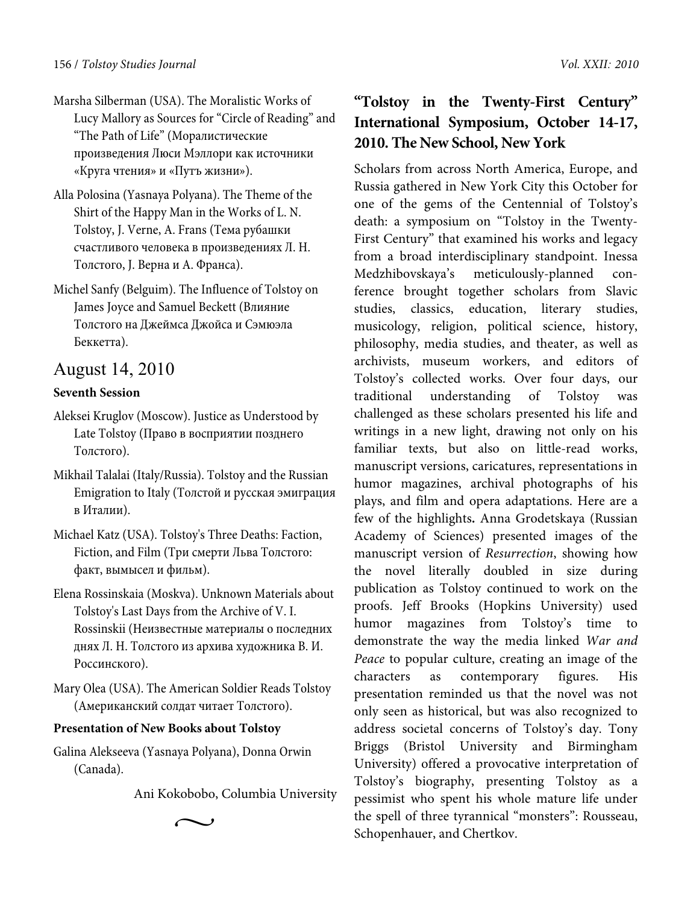Marsha Silberman (USA). The Moralistic Works of Lucy Mallory as Sources for "Circle of Reading" and "The Path of Life" (Моралистические произведения Люси Мэллори как источники «Круга чтения» и «Путъ жизни»).

Alla Polosina (Yasnaya Polyana). The Theme of the Shirt of the Happy Man in the Works of L. N. Tolstoy, J. Verne, A. Frans (Тема рубашки счастливого человека в произведениях Л. Н. Толстого, J. Верна и А. Франса).

Michel Sanfy (Belguim). The Influence of Tolstoy on James Joyce and Samuel Beckett (Влияние Толстого на Джеймса Джойса и Сэмюэла Беккетта).

## August 14, 2010

**Seventh Session**

Aleksei Kruglov (Moscow). Justice as Understood by Late Tolstoy (Право в восприятии позднего Толстого).

Mikhail Talalai (Italy/Russia). Tolstoy and the Russian Emigration to Italy (Толстой и русская эмиграция в Италии).

Michael Katz (USA). Tolstoy's Three Deaths: Faction, Fiction, and Film (Три смерти Льва Толстого: факт, вымысел и фильм).

Elena Rossinskaia (Moskva). Unknown Materials about Tolstoy's Last Days from the Archive of V. I. Rossinskii (Неизвестные материалы о последних днях Л. Н. Толстого из архива художника В. И. Россинского).

Mary Olea (USA). The American Soldier Reads Tolstoy (Американский солдат читает Толстого).

**Presentation of New Books about Tolstoy**

Galina Alekseeva (Yasnaya Polyana), Donna Orwin (Canada).

Ani Kokobobo, Columbia University

~

## "Tolstoy in the Twenty-First Century" International Symposium, October 14-17, 2010. The New School, New York

Scholars from across North America, Europe, and Russia gathered in New York City this October for one of the gems of the Centennial of Tolstoy's death: a symposium on "Tolstoy in the Twenty-First Century" that examined his works and legacy from a broad interdisciplinary standpoint. Inessa Medzhibovskaya's meticulously-planned conference brought together scholars from Slavic studies, classics, education, literary studies, musicology, religion, political science, history, philosophy, media studies, and theater, as well as archivists, museum workers, and editors of Tolstoy's collected works. Over four days, our traditional understanding of Tolstoy was challenged as these scholars presented his life and writings in a new light, drawing not only on his familiar texts, but also on little-read works, manuscript versions, caricatures, representations in humor magazines, archival photographs of his plays, and film and opera adaptations. Here are a few of the highlights. Anna Grodetskaya (Russian Academy of Sciences) presented images of the manuscript version of *Resurrection*, showing how the novel literally doubled in size during publication as Tolstoy continued to work on the proofs. Jeff Brooks (Hopkins University) used humor magazines from Tolstoy's time to demonstrate the way the media linked *War and Peace* to popular culture, creating an image of the characters as contemporary figures. His presentation reminded us that the novel was not only seen as historical, but was also recognized to address societal concerns of Tolstoy's day. Tony Briggs (Bristol University and Birmingham University) offered a provocative interpretation of Tolstoy's biography, presenting Tolstoy as a pessimist who spent his whole mature life under the spell of three tyrannical "monsters": Rousseau, Schopenhauer, and Chertkov.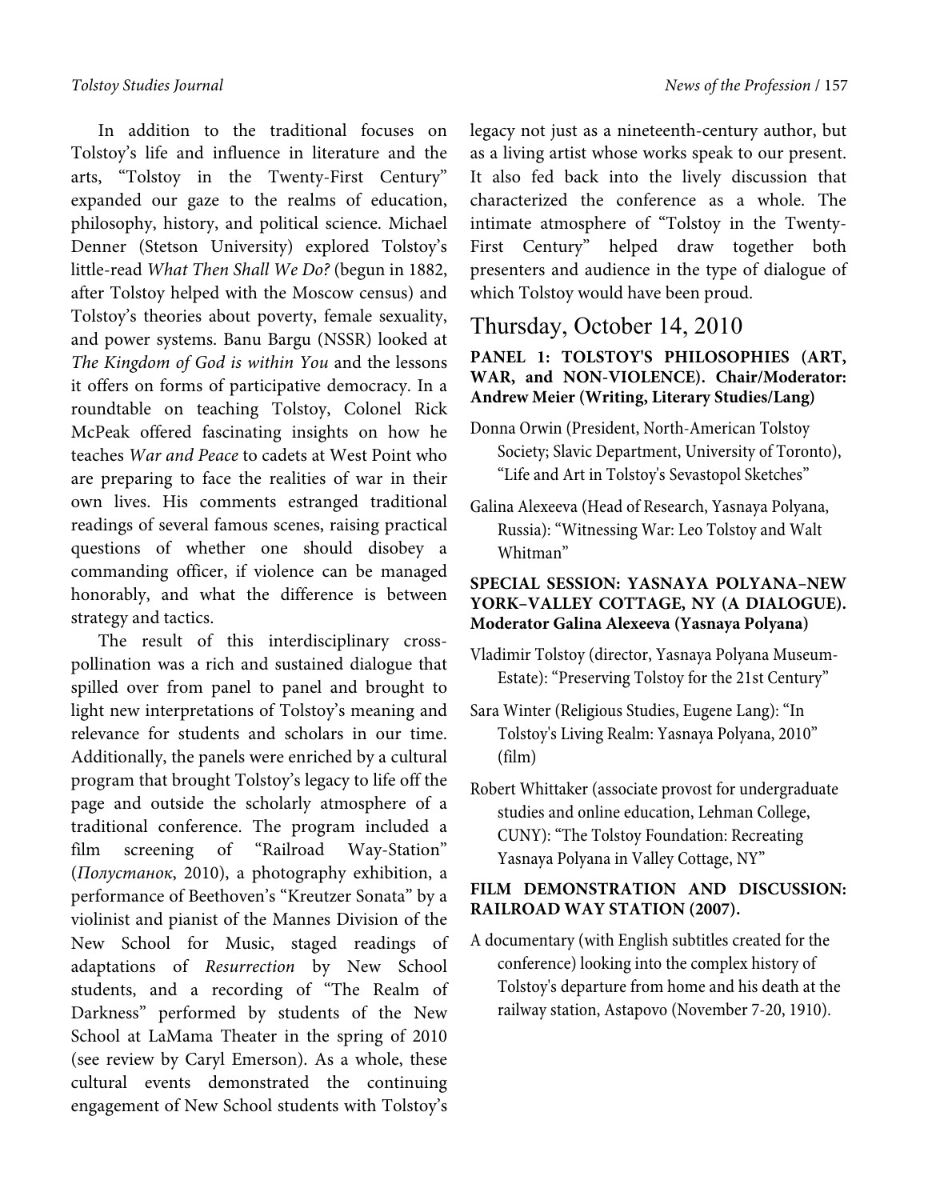In addition to the traditional focuses on Tolstoy's life and influence in literature and the arts, "Tolstoy in the Twenty-First Century" expanded our gaze to the realms of education, philosophy, history, and political science. Michael Denner (Stetson University) explored Tolstoy's little-read *What Then Shall We Do?* (begun in 1882, after Tolstoy helped with the Moscow census) and Tolstoy's theories about poverty, female sexuality, and power systems. Banu Bargu (NSSR) looked at *The Kingdom of God is within You* and the lessons it offers on forms of participative democracy. In a roundtable on teaching Tolstoy, Colonel Rick McPeak offered fascinating insights on how he teaches *War and Peace* to cadets at West Point who are preparing to face the realities of war in their own lives. His comments estranged traditional readings of several famous scenes, raising practical questions of whether one should disobey a commanding officer, if violence can be managed honorably, and what the difference is between strategy and tactics.

The result of this interdisciplinary cross-pollination was a rich and sustained dialogue that spilled over from panel to panel and brought to light new interpretations of Tolstoy's meaning and relevance for students and scholars in our time. Additionally, the panels were enriched by a cultural program that brought Tolstoy's legacy to life off the page and outside the scholarly atmosphere of a traditional conference. The program included a film screening of "Railroad Way-Station" (*Полустанок*, 2010), a photography exhibition, a performance of Beethoven's "Kreutzer Sonata" by a violinist and pianist of the Mannes Division of the New School for Music, staged readings of adaptations of *Resurrection* by New School students, and a recording of "The Realm of Darkness" performed by students of the New School at LaMama Theater in the spring of 2010 (see review by Caryl Emerson). As a whole, these cultural events demonstrated the continuing engagement of New School students with Tolstoy's legacy not just as a nineteenth-century author, but as a living artist whose works speak to our present. It also fed back into the lively discussion that characterized the conference as a whole. The intimate atmosphere of "Tolstoy in the Twenty-First Century" helped draw together both presenters and audience in the type of dialogue of which Tolstoy would have been proud.

## Thursday, October 14, 2010

**PANEL 1: TOLSTOY'S PHILOSOPHIES (ART, WAR, and NON-VIOLENCE). Chair/Moderator: Andrew Meier (Writing, Literary Studies/Lang)**

Donna Orwin (President, North-American Tolstoy Society; Slavic Department, University of Toronto), "Life and Art in Tolstoy's Sevastopol Sketches"

Galina Alexeeva (Head of Research, Yasnaya Polyana, Russia): "Witnessing War: Leo Tolstoy and Walt Whitman"

**SPECIAL SESSION: YASNAYA POLYANA–NEW YORK–VALLEY COTTAGE, NY (A DIALOGUE). Moderator Galina Alexeeva (Yasnaya Polyana)**

Vladimir Tolstoy (director, Yasnaya Polyana Museum-Estate): "Preserving Tolstoy for the 21st Century"

Sara Winter (Religious Studies, Eugene Lang): "In Tolstoy's Living Realm: Yasnaya Polyana, 2010" (film)

Robert Whittaker (associate provost for undergraduate studies and online education, Lehman College, CUNY): "The Tolstoy Foundation: Recreating Yasnaya Polyana in Valley Cottage, NY"

**FILM DEMONSTRATION AND DISCUSSION: RAILROAD WAY STATION (2007).**

A documentary (with English subtitles created for the conference) looking into the complex history of Tolstoy's departure from home and his death at the railway station, Astapovo (November 7-20, 1910).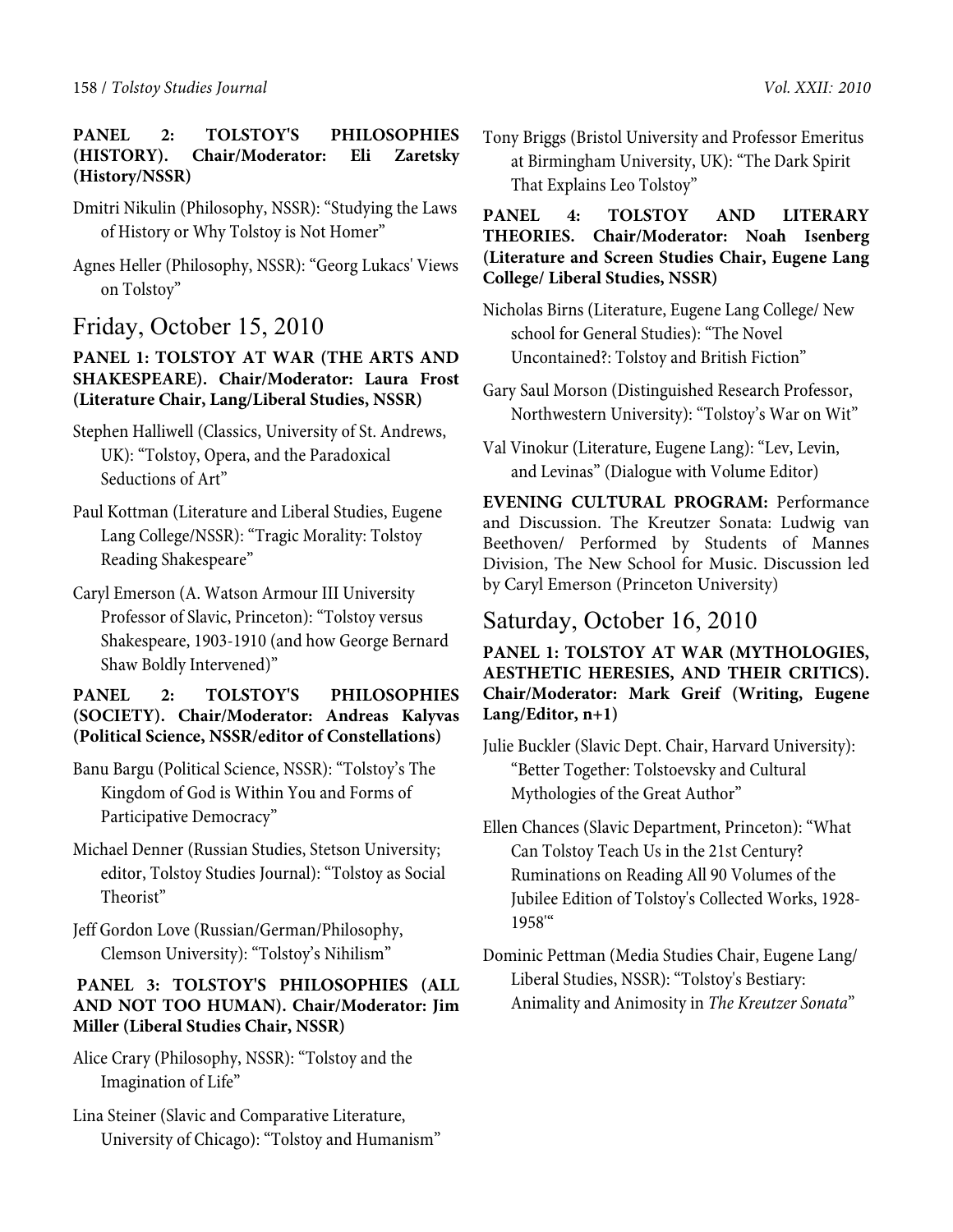**PANEL 2: TOLSTOY'S PHILOSOPHIES (HISTORY). Chair/Moderator: Eli Zaretsky (History/NSSR)**

Dmitri Nikulin (Philosophy, NSSR): "Studying the Laws of History or Why Tolstoy is Not Homer"

Agnes Heller (Philosophy, NSSR): "Georg Lukacs' Views on Tolstoy"

## Friday, October 15, 2010

**PANEL 1: TOLSTOY AT WAR (THE ARTS AND SHAKESPEARE). Chair/Moderator: Laura Frost (Literature Chair, Lang/Liberal Studies, NSSR)**

Stephen Halliwell (Classics, University of St. Andrews, UK): "Tolstoy, Opera, and the Paradoxical Seductions of Art"

Paul Kottman (Literature and Liberal Studies, Eugene Lang College/NSSR): "Tragic Morality: Tolstoy Reading Shakespeare"

Caryl Emerson (A. Watson Armour III University Professor of Slavic, Princeton): "Tolstoy versus Shakespeare, 1903-1910 (and how George Bernard Shaw Boldly Intervened)"

**PANEL 2: TOLSTOY'S PHILOSOPHIES (SOCIETY). Chair/Moderator: Andreas Kalyvas (Political Science, NSSR/editor of Constellations)**

Banu Bargu (Political Science, NSSR): "Tolstoy's The Kingdom of God is Within You and Forms of Participative Democracy"

Michael Denner (Russian Studies, Stetson University; editor, Tolstoy Studies Journal): "Tolstoy as Social Theorist"

Jeff Gordon Love (Russian/German/Philosophy, Clemson University): "Tolstoy's Nihilism"

**PANEL 3: TOLSTOY'S PHILOSOPHIES (ALL AND NOT TOO HUMAN). Chair/Moderator: Jim Miller (Liberal Studies Chair, NSSR)**

Alice Crary (Philosophy, NSSR): "Tolstoy and the Imagination of Life"

Lina Steiner (Slavic and Comparative Literature, University of Chicago): "Tolstoy and Humanism"

Tony Briggs (Bristol University and Professor Emeritus at Birmingham University, UK): "The Dark Spirit That Explains Leo Tolstoy"

**PANEL 4: TOLSTOY AND LITERARY THEORIES. Chair/Moderator: Noah Isenberg (Literature and Screen Studies Chair, Eugene Lang College/ Liberal Studies, NSSR)**

Nicholas Birns (Literature, Eugene Lang College/ New school for General Studies): "The Novel Uncontained?: Tolstoy and British Fiction"

Gary Saul Morson (Distinguished Research Professor, Northwestern University): "Tolstoy's War on Wit"

Val Vinokur (Literature, Eugene Lang): "Lev, Levin, and Levinas" (Dialogue with Volume Editor)

**EVENING CULTURAL PROGRAM:** Performance and Discussion. The Kreutzer Sonata: Ludwig van Beethoven/ Performed by Students of Mannes Division, The New School for Music. Discussion led by Caryl Emerson (Princeton University)

## Saturday, October 16, 2010

**PANEL 1: TOLSTOY AT WAR (MYTHOLOGIES, AESTHETIC HERESIES, AND THEIR CRITICS). Chair/Moderator: Mark Greif (Writing, Eugene Lang/Editor, n+1)**

Julie Buckler (Slavic Dept. Chair, Harvard University): "Better Together: Tolstoevsky and Cultural Mythologies of the Great Author"

Ellen Chances (Slavic Department, Princeton): "What Can Tolstoy Teach Us in the 21st Century? Ruminations on Reading All 90 Volumes of the Jubilee Edition of Tolstoy's Collected Works, 1928-1958'"

Dominic Pettman (Media Studies Chair, Eugene Lang/ Liberal Studies, NSSR): "Tolstoy's Bestiary: Animality and Animosity in *The Kreutzer Sonata*"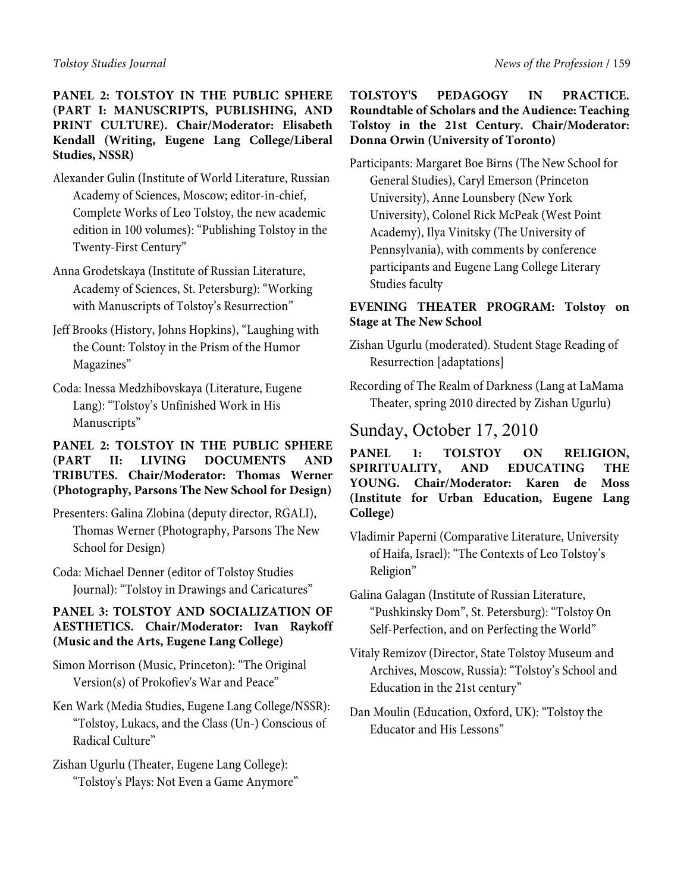**PANEL 2: TOLSTOY IN THE PUBLIC SPHERE (PART I: MANUSCRIPTS, PUBLISHING, AND PRINT CULTURE). Chair/Moderator: Elisabeth Kendall (Writing, Eugene Lang College/Liberal Studies, NSSR)**

Alexander Gulin (Institute of World Literature, Russian Academy of Sciences, Moscow; editor-in-chief, Complete Works of Leo Tolstoy, the new academic edition in 100 volumes): "Publishing Tolstoy in the Twenty-First Century"

Anna Grodetskaya (Institute of Russian Literature, Academy of Sciences, St. Petersburg): "Working with Manuscripts of Tolstoy's Resurrection"

Jeff Brooks (History, Johns Hopkins), "Laughing with the Count: Tolstoy in the Prism of the Humor Magazines"

Coda: Inessa Medzhibovskaya (Literature, Eugene Lang): "Tolstoy's Unfinished Work in His Manuscripts"

**PANEL 2: TOLSTOY IN THE PUBLIC SPHERE (PART II: LIVING DOCUMENTS AND TRIBUTES. Chair/Moderator: Thomas Werner (Photography, Parsons The New School for Design)**

Presenters: Galina Zlobina (deputy director, RGALI), Thomas Werner (Photography, Parsons The New School for Design)

Coda: Michael Denner (editor of Tolstoy Studies Journal): "Tolstoy in Drawings and Caricatures"

**PANEL 3: TOLSTOY AND SOCIALIZATION OF AESTHETICS. Chair/Moderator: Ivan Raykoff (Music and the Arts, Eugene Lang College)**

Simon Morrison (Music, Princeton): "The Original Version(s) of Prokofiev's War and Peace"

Ken Wark (Media Studies, Eugene Lang College/NSSR): "Tolstoy, Lukacs, and the Class (Un-) Conscious of Radical Culture"

Zishan Ugurlu (Theater, Eugene Lang College): "Tolstoy's Plays: Not Even a Game Anymore"

**TOLSTOY'S PEDAGOGY IN PRACTICE. Roundtable of Scholars and the Audience: Teaching Tolstoy in the 21st Century. Chair/Moderator: Donna Orwin (University of Toronto)**

Participants: Margaret Boe Birns (The New School for General Studies), Caryl Emerson (Princeton University), Anne Lounsbery (New York University), Colonel Rick McPeak (West Point Academy), Ilya Vinitsky (The University of Pennsylvania), with comments by conference participants and Eugene Lang College Literary Studies faculty

**EVENING THEATER PROGRAM: Tolstoy on Stage at The New School**

Zishan Ugurlu (moderated). Student Stage Reading of Resurrection [adaptations]

Recording of The Realm of Darkness (Lang at LaMama Theater, spring 2010 directed by Zishan Ugurlu)

## Sunday, October 17, 2010

**PANEL 1: TOLSTOY ON RELIGION, SPIRITUALITY, AND EDUCATING THE YOUNG. Chair/Moderator: Karen de Moss (Institute for Urban Education, Eugene Lang College)**

Vladimir Paperni (Comparative Literature, University of Haifa, Israel): "The Contexts of Leo Tolstoy's Religion"

Galina Galagan (Institute of Russian Literature, "Pushkinsky Dom", St. Petersburg): "Tolstoy On Self-Perfection, and on Perfecting the World"

Vitaly Remizov (Director, State Tolstoy Museum and Archives, Moscow, Russia): "Tolstoy's School and Education in the 21st century"

Dan Moulin (Education, Oxford, UK): "Tolstoy the Educator and His Lessons"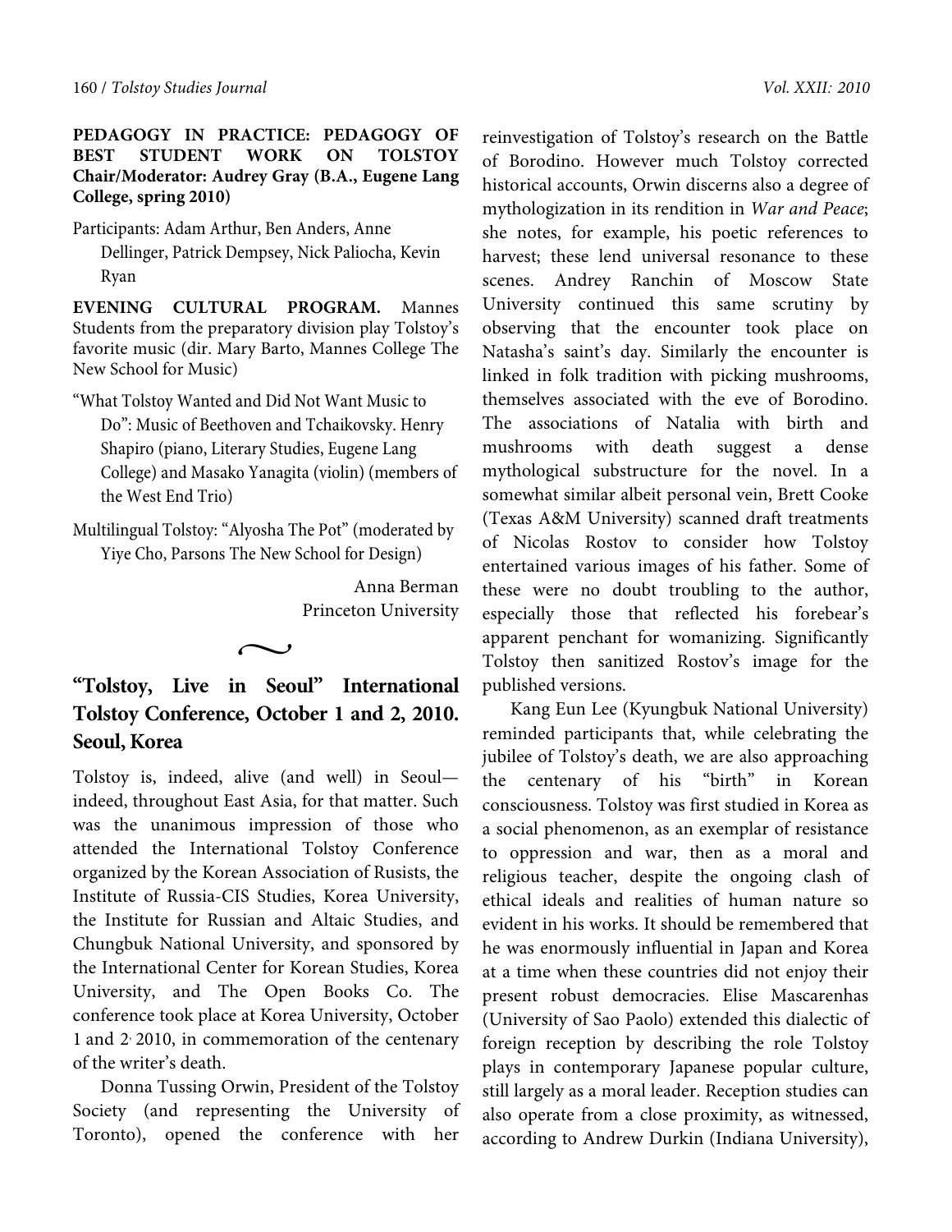**PEDAGOGY IN PRACTICE: PEDAGOGY OF BEST STUDENT WORK ON TOLSTOY Chair/Moderator: Audrey Gray (B.A., Eugene Lang College, spring 2010)**

Participants: Adam Arthur, Ben Anders, Anne Dellinger, Patrick Dempsey, Nick Paliocha, Kevin Ryan

**EVENING CULTURAL PROGRAM.** Mannes Students from the preparatory division play Tolstoy's favorite music (dir. Mary Barto, Mannes College The New School for Music)

"What Tolstoy Wanted and Did Not Want Music to Do": Music of Beethoven and Tchaikovsky. Henry Shapiro (piano, Literary Studies, Eugene Lang College) and Masako Yanagita (violin) (members of the West End Trio)

Multilingual Tolstoy: "Alyosha The Pot" (moderated by Yiye Cho, Parsons The New School for Design)

Anna Berman
Princeton University

~

## "Tolstoy, Live in Seoul" International Tolstoy Conference, October 1 and 2, 2010. Seoul, Korea

Tolstoy is, indeed, alive (and well) in Seoul—indeed, throughout East Asia, for that matter. Such was the unanimous impression of those who attended the International Tolstoy Conference organized by the Korean Association of Rusists, the Institute of Russia-CIS Studies, Korea University, the Institute for Russian and Altaic Studies, and Chungbuk National University, and sponsored by the International Center for Korean Studies, Korea University, and The Open Books Co. The conference took place at Korea University, October 1 and 2, 2010, in commemoration of the centenary of the writer's death.

Donna Tussing Orwin, President of the Tolstoy Society (and representing the University of Toronto), opened the conference with her reinvestigation of Tolstoy's research on the Battle of Borodino. However much Tolstoy corrected historical accounts, Orwin discerns also a degree of mythologization in its rendition in *War and Peace*; she notes, for example, his poetic references to harvest; these lend universal resonance to these scenes. Andrey Ranchin of Moscow State University continued this same scrutiny by observing that the encounter took place on Natasha's saint's day. Similarly the encounter is linked in folk tradition with picking mushrooms, themselves associated with the eve of Borodino. The associations of Natalia with birth and mushrooms with death suggest a dense mythological substructure for the novel. In a somewhat similar albeit personal vein, Brett Cooke (Texas A&M University) scanned draft treatments of Nicolas Rostov to consider how Tolstoy entertained various images of his father. Some of these were no doubt troubling to the author, especially those that reflected his forebear's apparent penchant for womanizing. Significantly Tolstoy then sanitized Rostov's image for the published versions.

Kang Eun Lee (Kyungbuk National University) reminded participants that, while celebrating the jubilee of Tolstoy's death, we are also approaching the centenary of his "birth" in Korean consciousness. Tolstoy was first studied in Korea as a social phenomenon, as an exemplar of resistance to oppression and war, then as a moral and religious teacher, despite the ongoing clash of ethical ideals and realities of human nature so evident in his works. It should be remembered that he was enormously influential in Japan and Korea at a time when these countries did not enjoy their present robust democracies. Elise Mascarenhas (University of Sao Paolo) extended this dialectic of foreign reception by describing the role Tolstoy plays in contemporary Japanese popular culture, still largely as a moral leader. Reception studies can also operate from a close proximity, as witnessed, according to Andrew Durkin (Indiana University),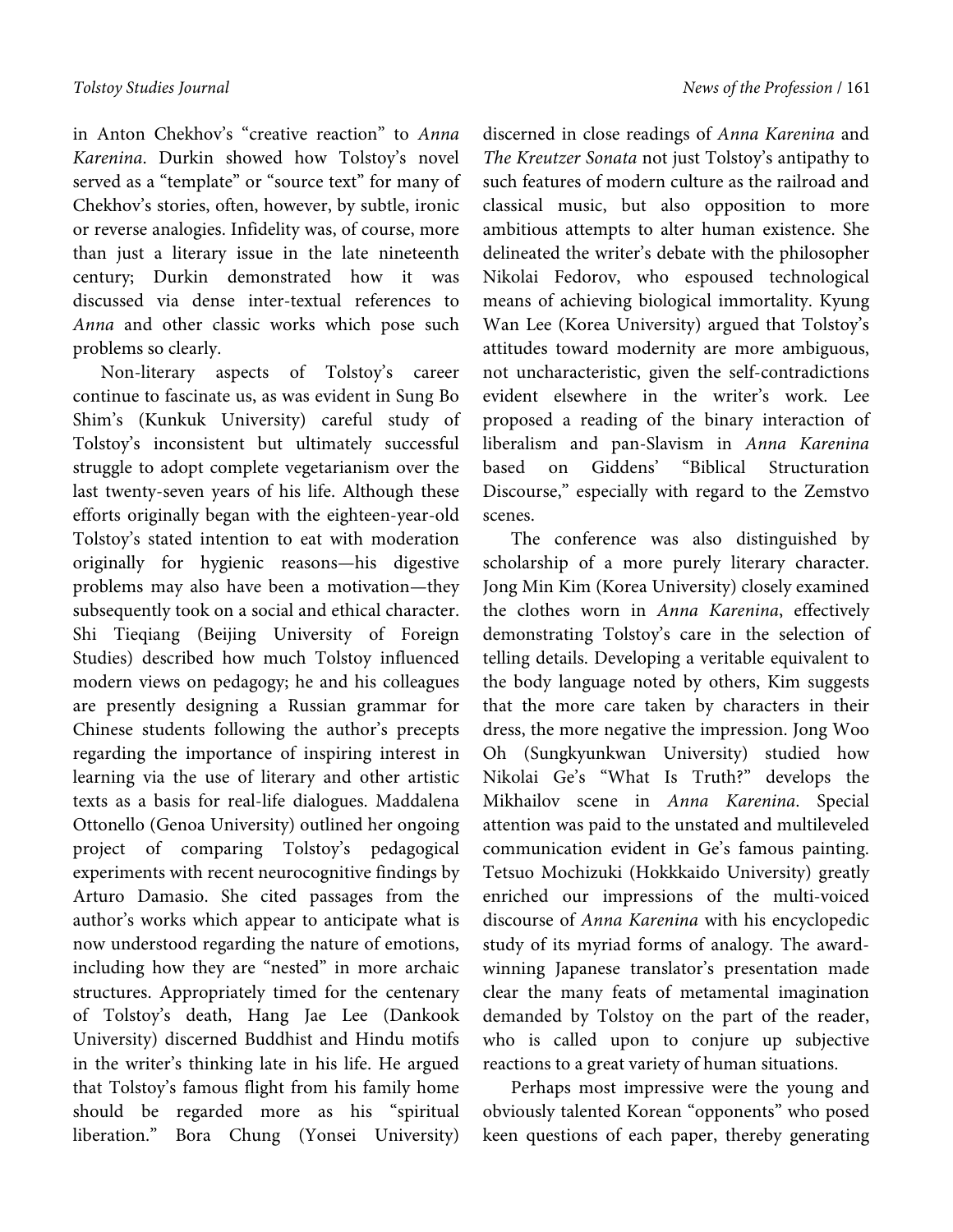in Anton Chekhov's "creative reaction" to *Anna Karenina*. Durkin showed how Tolstoy's novel served as a "template" or "source text" for many of Chekhov's stories, often, however, by subtle, ironic or reverse analogies. Infidelity was, of course, more than just a literary issue in the late nineteenth century; Durkin demonstrated how it was discussed via dense inter-textual references to *Anna* and other classic works which pose such problems so clearly.

Non-literary aspects of Tolstoy's career continue to fascinate us, as was evident in Sung Bo Shim's (Kunkuk University) careful study of Tolstoy's inconsistent but ultimately successful struggle to adopt complete vegetarianism over the last twenty-seven years of his life. Although these efforts originally began with the eighteen-year-old Tolstoy's stated intention to eat with moderation originally for hygienic reasons—his digestive problems may also have been a motivation—they subsequently took on a social and ethical character. Shi Tieqiang (Beijing University of Foreign Studies) described how much Tolstoy influenced modern views on pedagogy; he and his colleagues are presently designing a Russian grammar for Chinese students following the author's precepts regarding the importance of inspiring interest in learning via the use of literary and other artistic texts as a basis for real-life dialogues. Maddalena Ottonello (Genoa University) outlined her ongoing project of comparing Tolstoy's pedagogical experiments with recent neurocognitive findings by Arturo Damasio. She cited passages from the author's works which appear to anticipate what is now understood regarding the nature of emotions, including how they are "nested" in more archaic structures. Appropriately timed for the centenary of Tolstoy's death, Hang Jae Lee (Dankook University) discerned Buddhist and Hindu motifs in the writer's thinking late in his life. He argued that Tolstoy's famous flight from his family home should be regarded more as his "spiritual liberation." Bora Chung (Yonsei University) discerned in close readings of *Anna Karenina* and *The Kreutzer Sonata* not just Tolstoy's antipathy to such features of modern culture as the railroad and classical music, but also opposition to more ambitious attempts to alter human existence. She delineated the writer's debate with the philosopher Nikolai Fedorov, who espoused technological means of achieving biological immortality. Kyung Wan Lee (Korea University) argued that Tolstoy's attitudes toward modernity are more ambiguous, not uncharacteristic, given the self-contradictions evident elsewhere in the writer's work. Lee proposed a reading of the binary interaction of liberalism and pan-Slavism in *Anna Karenina* based on Giddens' "Biblical Structuration Discourse," especially with regard to the Zemstvo scenes.

The conference was also distinguished by scholarship of a more purely literary character. Jong Min Kim (Korea University) closely examined the clothes worn in *Anna Karenina*, effectively demonstrating Tolstoy's care in the selection of telling details. Developing a veritable equivalent to the body language noted by others, Kim suggests that the more care taken by characters in their dress, the more negative the impression. Jong Woo Oh (Sungkyunkwan University) studied how Nikolai Ge's "What Is Truth?" develops the Mikhailov scene in *Anna Karenina*. Special attention was paid to the unstated and multileveled communication evident in Ge's famous painting. Tetsuo Mochizuki (Hokkkaido University) greatly enriched our impressions of the multi-voiced discourse of *Anna Karenina* with his encyclopedic study of its myriad forms of analogy. The award-winning Japanese translator's presentation made clear the many feats of metamental imagination demanded by Tolstoy on the part of the reader, who is called upon to conjure up subjective reactions to a great variety of human situations.

Perhaps most impressive were the young and obviously talented Korean "opponents" who posed keen questions of each paper, thereby generating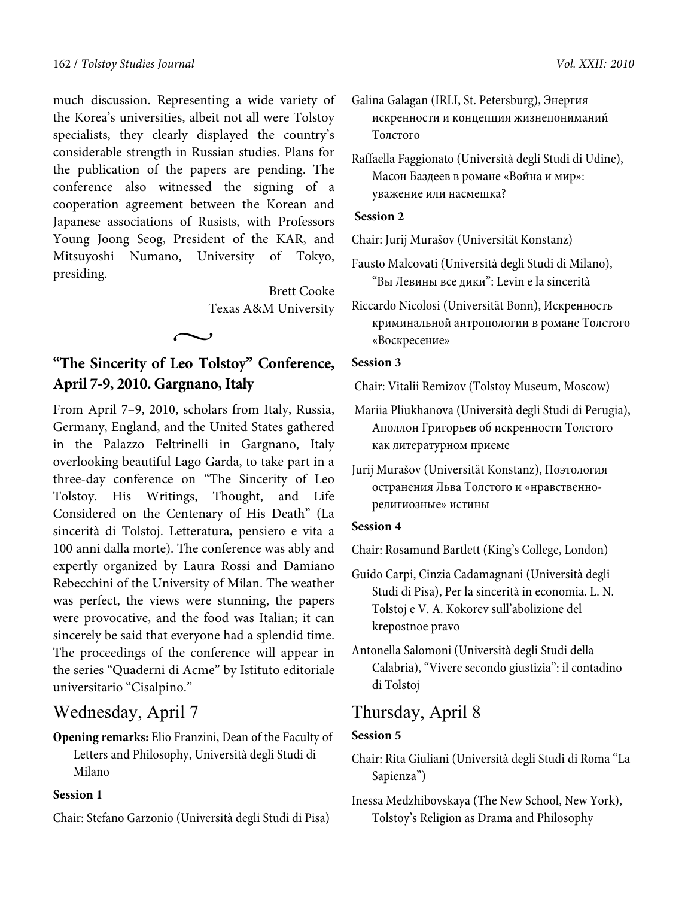much discussion. Representing a wide variety of the Korea's universities, albeit not all were Tolstoy specialists, they clearly displayed the country's considerable strength in Russian studies. Plans for the publication of the papers are pending. The conference also witnessed the signing of a cooperation agreement between the Korean and Japanese associations of Rusists, with Professors Young Joong Seog, President of the KAR, and Mitsuyoshi Numano, University of Tokyo, presiding.

Brett Cooke
Texas A&M University

~

## "The Sincerity of Leo Tolstoy" Conference, April 7-9, 2010. Gargnano, Italy

From April 7–9, 2010, scholars from Italy, Russia, Germany, England, and the United States gathered in the Palazzo Feltrinelli in Gargnano, Italy overlooking beautiful Lago Garda, to take part in a three-day conference on "The Sincerity of Leo Tolstoy. His Writings, Thought, and Life Considered on the Centenary of His Death" (La sincerità di Tolstoj. Letteratura, pensiero e vita a 100 anni dalla morte). The conference was ably and expertly organized by Laura Rossi and Damiano Rebecchini of the University of Milan. The weather was perfect, the views were stunning, the papers were provocative, and the food was Italian; it can sincerely be said that everyone had a splendid time. The proceedings of the conference will appear in the series "Quaderni di Acme" by Istituto editoriale universitario "Cisalpino."

### Wednesday, April 7

**Opening remarks:** Elio Franzini, Dean of the Faculty of Letters and Philosophy, Università degli Studi di Milano

**Session 1**

Chair: Stefano Garzonio (Università degli Studi di Pisa)

Galina Galagan (IRLI, St. Petersburg), Энергия искренности и концепция жизнепониманий Толстого

Raffaella Faggionato (Università degli Studi di Udine), Масон Баздеев в романе «Война и мир»: уважение или насмешка?

**Session 2**

Chair: Jurij Murašov (Universität Konstanz)

Fausto Malcovati (Università degli Studi di Milano), "Вы Левины все дики": Levin e la sincerità

Riccardo Nicolosi (Universität Bonn), Искренность криминальной антропологии в романе Толстого «Воскресение»

**Session 3**

Chair: Vitalii Remizov (Tolstoy Museum, Moscow)

Mariia Pliukhanova (Università degli Studi di Perugia), Аполлон Григорьев об искренности Толстого как литературном приеме

Jurij Murašov (Universität Konstanz), Поэтология остранения Льва Толстого и «нравственно-религиозные» истины

**Session 4**

Chair: Rosamund Bartlett (King's College, London)

Guido Carpi, Cinzia Cadamagnani (Università degli Studi di Pisa), Per la sincerità in economia. L. N. Tolstoj e V. A. Kokorev sull'abolizione del krepostnoe pravo

Antonella Salomoni (Università degli Studi della Calabria), "Vivere secondo giustizia": il contadino di Tolstoj

### Thursday, April 8

**Session 5**

Chair: Rita Giuliani (Università degli Studi di Roma "La Sapienza")

Inessa Medzhibovskaya (The New School, New York), Tolstoy's Religion as Drama and Philosophy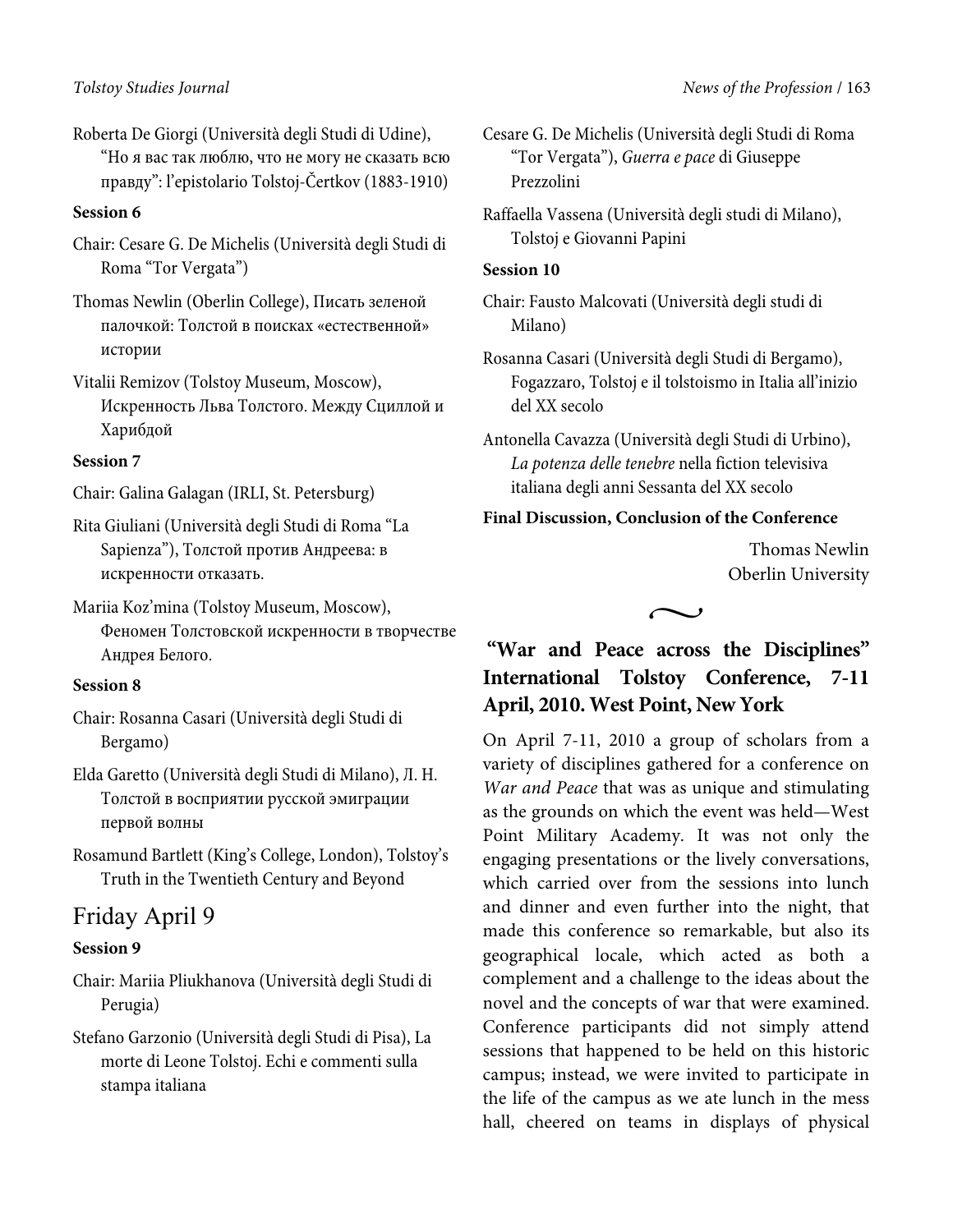Roberta De Giorgi (Università degli Studi di Udine), "Но я вас так люблю, что не могу не сказать всю правду": l'epistolario Tolstoj-Čertkov (1883-1910)

**Session 6**

Chair: Cesare G. De Michelis (Università degli Studi di Roma "Tor Vergata")

Thomas Newlin (Oberlin College), Писать зеленой палочкой: Толстой в поисках «естественной» истории

Vitalii Remizov (Tolstoy Museum, Moscow), Искренность Льва Толстого. Между Сциллой и Харибдой

**Session 7**

Chair: Galina Galagan (IRLI, St. Petersburg)

Rita Giuliani (Università degli Studi di Roma "La Sapienza"), Толстой против Андреева: в искренности отказать.

Mariia Koz'mina (Tolstoy Museum, Moscow), Феномен Толстовской искренности в творчестве Андрея Белого.

**Session 8**

Chair: Rosanna Casari (Università degli Studi di Bergamo)

Elda Garetto (Università degli Studi di Milano), Л. Н. Толстой в восприятии русской эмиграции первой волны

Rosamund Bartlett (King's College, London), Tolstoy's Truth in the Twentieth Century and Beyond

## Friday April 9

**Session 9**

Chair: Mariia Pliukhanova (Università degli Studi di Perugia)

Stefano Garzonio (Università degli Studi di Pisa), La morte di Leone Tolstoj. Echi e commenti sulla stampa italiana

Cesare G. De Michelis (Università degli Studi di Roma "Tor Vergata"), *Guerra e pace* di Giuseppe Prezzolini

Raffaella Vassena (Università degli studi di Milano), Tolstoj e Giovanni Papini

**Session 10**

Chair: Fausto Malcovati (Università degli studi di Milano)

Rosanna Casari (Università degli Studi di Bergamo), Fogazzaro, Tolstoj e il tolstoismo in Italia all'inizio del XX secolo

Antonella Cavazza (Università degli Studi di Urbino), *La potenza delle tenebre* nella fiction televisiva italiana degli anni Sessanta del XX secolo

**Final Discussion, Conclusion of the Conference**

Thomas Newlin
Oberlin University

## "War and Peace across the Disciplines" International Tolstoy Conference, 7-11 April, 2010. West Point, New York

On April 7-11, 2010 a group of scholars from a variety of disciplines gathered for a conference on *War and Peace* that was as unique and stimulating as the grounds on which the event was held—West Point Military Academy. It was not only the engaging presentations or the lively conversations, which carried over from the sessions into lunch and dinner and even further into the night, that made this conference so remarkable, but also its geographical locale, which acted as both a complement and a challenge to the ideas about the novel and the concepts of war that were examined. Conference participants did not simply attend sessions that happened to be held on this historic campus; instead, we were invited to participate in the life of the campus as we ate lunch in the mess hall, cheered on teams in displays of physical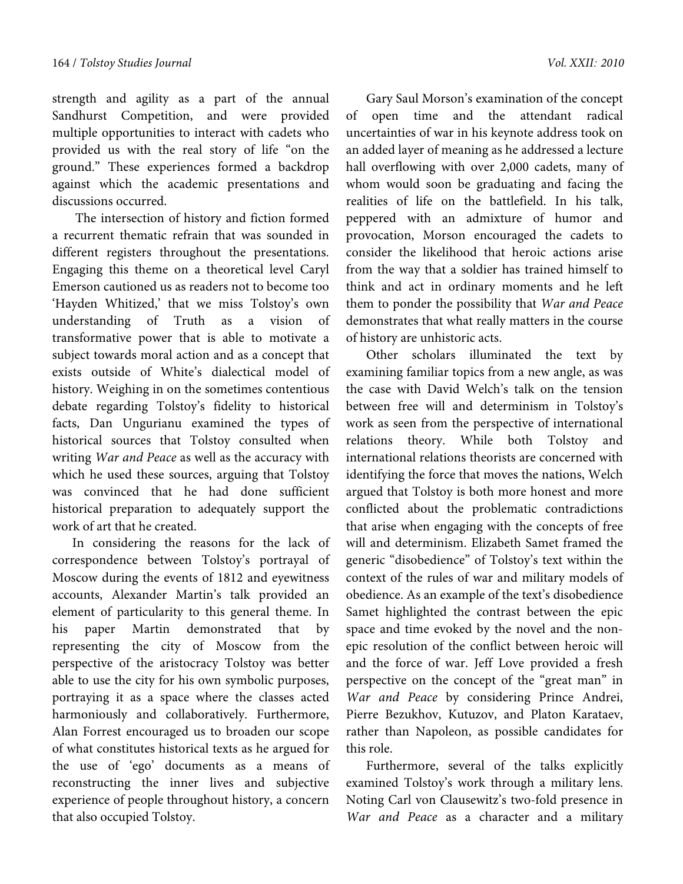strength and agility as a part of the annual Sandhurst Competition, and were provided multiple opportunities to interact with cadets who provided us with the real story of life "on the ground." These experiences formed a backdrop against which the academic presentations and discussions occurred.

The intersection of history and fiction formed a recurrent thematic refrain that was sounded in different registers throughout the presentations. Engaging this theme on a theoretical level Caryl Emerson cautioned us as readers not to become too 'Hayden Whitized,' that we miss Tolstoy's own understanding of Truth as a vision of transformative power that is able to motivate a subject towards moral action and as a concept that exists outside of White's dialectical model of history. Weighing in on the sometimes contentious debate regarding Tolstoy's fidelity to historical facts, Dan Ungurianu examined the types of historical sources that Tolstoy consulted when writing *War and Peace* as well as the accuracy with which he used these sources, arguing that Tolstoy was convinced that he had done sufficient historical preparation to adequately support the work of art that he created.

In considering the reasons for the lack of correspondence between Tolstoy's portrayal of Moscow during the events of 1812 and eyewitness accounts, Alexander Martin's talk provided an element of particularity to this general theme. In his paper Martin demonstrated that by representing the city of Moscow from the perspective of the aristocracy Tolstoy was better able to use the city for his own symbolic purposes, portraying it as a space where the classes acted harmoniously and collaboratively. Furthermore, Alan Forrest encouraged us to broaden our scope of what constitutes historical texts as he argued for the use of 'ego' documents as a means of reconstructing the inner lives and subjective experience of people throughout history, a concern that also occupied Tolstoy.

Gary Saul Morson's examination of the concept of open time and the attendant radical uncertainties of war in his keynote address took on an added layer of meaning as he addressed a lecture hall overflowing with over 2,000 cadets, many of whom would soon be graduating and facing the realities of life on the battlefield. In his talk, peppered with an admixture of humor and provocation, Morson encouraged the cadets to consider the likelihood that heroic actions arise from the way that a soldier has trained himself to think and act in ordinary moments and he left them to ponder the possibility that *War and Peace* demonstrates that what really matters in the course of history are unhistoric acts.

Other scholars illuminated the text by examining familiar topics from a new angle, as was the case with David Welch's talk on the tension between free will and determinism in Tolstoy's work as seen from the perspective of international relations theory. While both Tolstoy and international relations theorists are concerned with identifying the force that moves the nations, Welch argued that Tolstoy is both more honest and more conflicted about the problematic contradictions that arise when engaging with the concepts of free will and determinism. Elizabeth Samet framed the generic "disobedience" of Tolstoy's text within the context of the rules of war and military models of obedience. As an example of the text's disobedience Samet highlighted the contrast between the epic space and time evoked by the novel and the non-epic resolution of the conflict between heroic will and the force of war. Jeff Love provided a fresh perspective on the concept of the "great man" in *War and Peace* by considering Prince Andrei, Pierre Bezukhov, Kutuzov, and Platon Karataev, rather than Napoleon, as possible candidates for this role.

Furthermore, several of the talks explicitly examined Tolstoy's work through a military lens. Noting Carl von Clausewitz's two-fold presence in *War and Peace* as a character and a military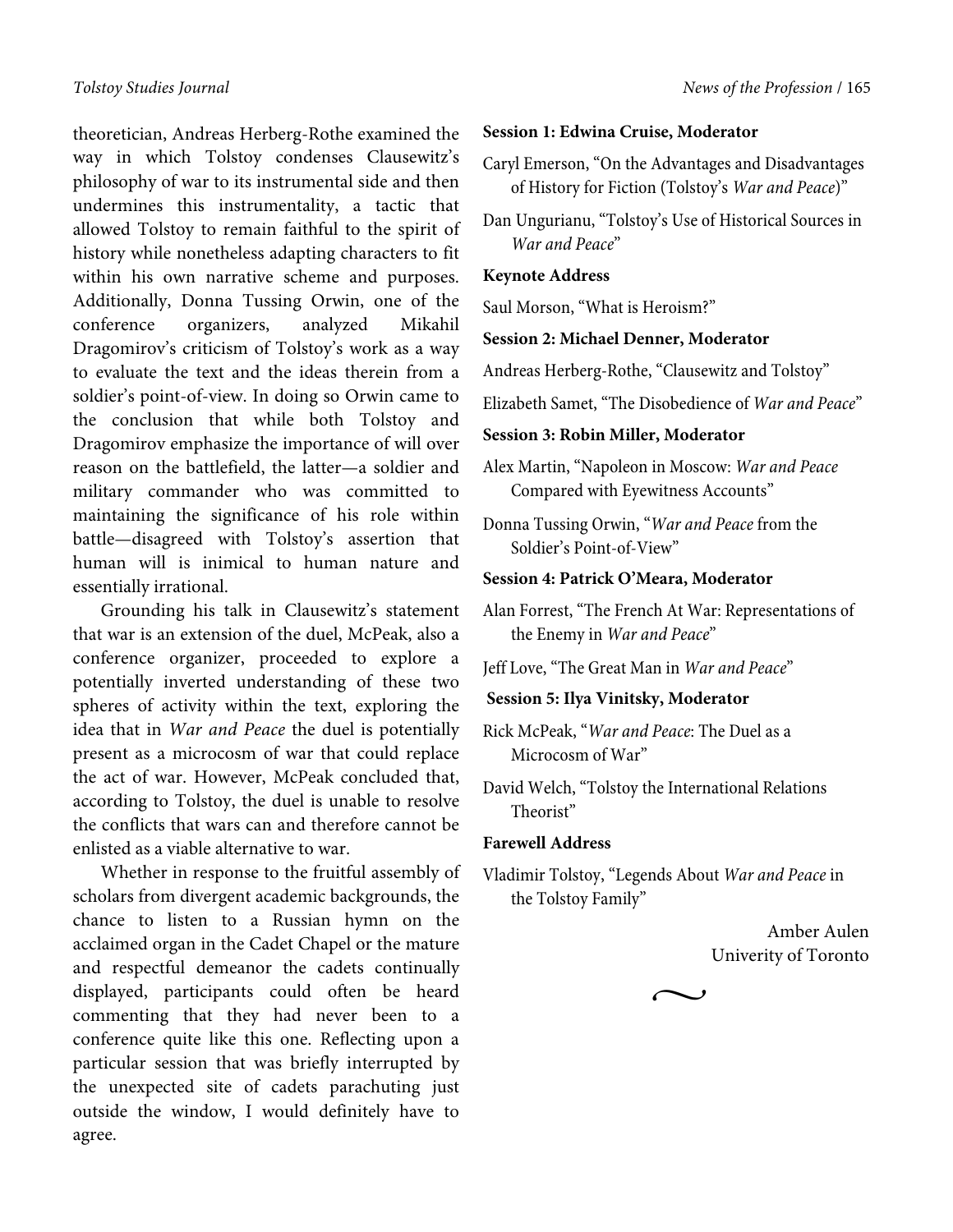theoretician, Andreas Herberg-Rothe examined the way in which Tolstoy condenses Clausewitz's philosophy of war to its instrumental side and then undermines this instrumentality, a tactic that allowed Tolstoy to remain faithful to the spirit of history while nonetheless adapting characters to fit within his own narrative scheme and purposes. Additionally, Donna Tussing Orwin, one of the conference organizers, analyzed Mikahil Dragomirov's criticism of Tolstoy's work as a way to evaluate the text and the ideas therein from a soldier's point-of-view. In doing so Orwin came to the conclusion that while both Tolstoy and Dragomirov emphasize the importance of will over reason on the battlefield, the latter—a soldier and military commander who was committed to maintaining the significance of his role within battle—disagreed with Tolstoy's assertion that human will is inimical to human nature and essentially irrational.

Grounding his talk in Clausewitz's statement that war is an extension of the duel, McPeak, also a conference organizer, proceeded to explore a potentially inverted understanding of these two spheres of activity within the text, exploring the idea that in *War and Peace* the duel is potentially present as a microcosm of war that could replace the act of war. However, McPeak concluded that, according to Tolstoy, the duel is unable to resolve the conflicts that wars can and therefore cannot be enlisted as a viable alternative to war.

Whether in response to the fruitful assembly of scholars from divergent academic backgrounds, the chance to listen to a Russian hymn on the acclaimed organ in the Cadet Chapel or the mature and respectful demeanor the cadets continually displayed, participants could often be heard commenting that they had never been to a conference quite like this one. Reflecting upon a particular session that was briefly interrupted by the unexpected site of cadets parachuting just outside the window, I would definitely have to agree.

**Session 1: Edwina Cruise, Moderator**

Caryl Emerson, "On the Advantages and Disadvantages of History for Fiction (Tolstoy's *War and Peace*)"

Dan Ungurianu, "Tolstoy's Use of Historical Sources in *War and Peace*"

**Keynote Address**

Saul Morson, "What is Heroism?"

**Session 2: Michael Denner, Moderator**

Andreas Herberg-Rothe, "Clausewitz and Tolstoy"

Elizabeth Samet, "The Disobedience of *War and Peace*"

**Session 3: Robin Miller, Moderator**

Alex Martin, "Napoleon in Moscow: *War and Peace* Compared with Eyewitness Accounts"

Donna Tussing Orwin, "*War and Peace* from the Soldier's Point-of-View"

**Session 4: Patrick O'Meara, Moderator**

Alan Forrest, "The French At War: Representations of the Enemy in *War and Peace*"

Jeff Love, "The Great Man in *War and Peace*"

**Session 5: Ilya Vinitsky, Moderator**

Rick McPeak, "*War and Peace*: The Duel as a Microcosm of War"

David Welch, "Tolstoy the International Relations Theorist"

**Farewell Address**

Vladimir Tolstoy, "Legends About *War and Peace* in the Tolstoy Family"

Amber Aulen
University of Toronto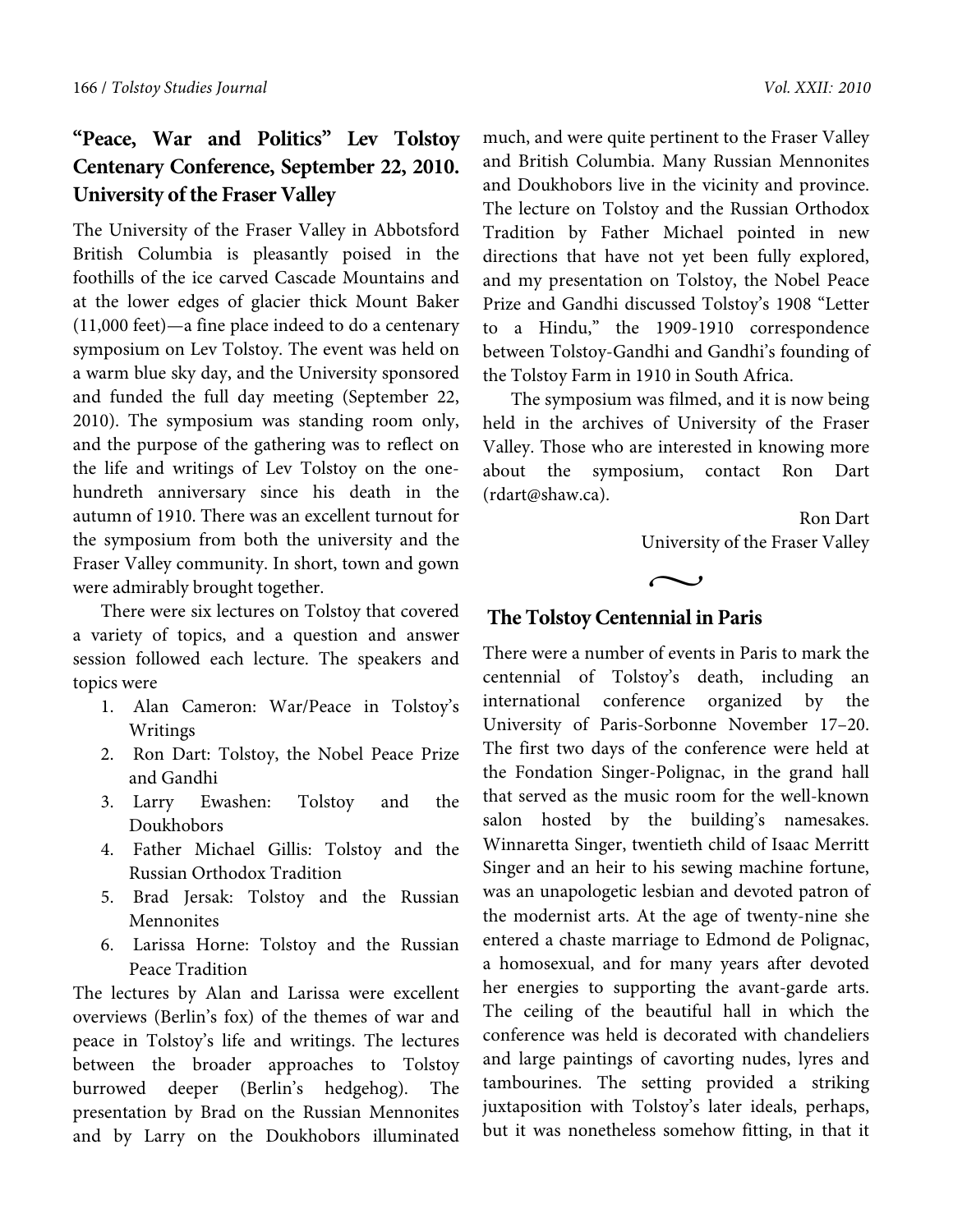## "Peace, War and Politics" Lev Tolstoy Centenary Conference, September 22, 2010. University of the Fraser Valley

The University of the Fraser Valley in Abbotsford British Columbia is pleasantly poised in the foothills of the ice carved Cascade Mountains and at the lower edges of glacier thick Mount Baker (11,000 feet)—a fine place indeed to do a centenary symposium on Lev Tolstoy. The event was held on a warm blue sky day, and the University sponsored and funded the full day meeting (September 22, 2010). The symposium was standing room only, and the purpose of the gathering was to reflect on the life and writings of Lev Tolstoy on the one-hundreth anniversary since his death in the autumn of 1910. There was an excellent turnout for the symposium from both the university and the Fraser Valley community. In short, town and gown were admirably brought together.

There were six lectures on Tolstoy that covered a variety of topics, and a question and answer session followed each lecture. The speakers and topics were

1. Alan Cameron: War/Peace in Tolstoy's Writings
2. Ron Dart: Tolstoy, the Nobel Peace Prize and Gandhi
3. Larry Ewashen: Tolstoy and the Doukhobors
4. Father Michael Gillis: Tolstoy and the Russian Orthodox Tradition
5. Brad Jersak: Tolstoy and the Russian Mennonites
6. Larissa Horne: Tolstoy and the Russian Peace Tradition

The lectures by Alan and Larissa were excellent overviews (Berlin's fox) of the themes of war and peace in Tolstoy's life and writings. The lectures between the broader approaches to Tolstoy burrowed deeper (Berlin's hedgehog). The presentation by Brad on the Russian Mennonites and by Larry on the Doukhobors illuminated much, and were quite pertinent to the Fraser Valley and British Columbia. Many Russian Mennonites and Doukhobors live in the vicinity and province. The lecture on Tolstoy and the Russian Orthodox Tradition by Father Michael pointed in new directions that have not yet been fully explored, and my presentation on Tolstoy, the Nobel Peace Prize and Gandhi discussed Tolstoy's 1908 "Letter to a Hindu," the 1909-1910 correspondence between Tolstoy-Gandhi and Gandhi's founding of the Tolstoy Farm in 1910 in South Africa.

The symposium was filmed, and it is now being held in the archives of University of the Fraser Valley. Those who are interested in knowing more about the symposium, contact Ron Dart (rdart@shaw.ca).

Ron Dart
University of the Fraser Valley

~

## The Tolstoy Centennial in Paris

There were a number of events in Paris to mark the centennial of Tolstoy's death, including an international conference organized by the University of Paris-Sorbonne November 17–20. The first two days of the conference were held at the Fondation Singer-Polignac, in the grand hall that served as the music room for the well-known salon hosted by the building's namesakes. Winnaretta Singer, twentieth child of Isaac Merritt Singer and an heir to his sewing machine fortune, was an unapologetic lesbian and devoted patron of the modernist arts. At the age of twenty-nine she entered a chaste marriage to Edmond de Polignac, a homosexual, and for many years after devoted her energies to supporting the avant-garde arts. The ceiling of the beautiful hall in which the conference was held is decorated with chandeliers and large paintings of cavorting nudes, lyres and tambourines. The setting provided a striking juxtaposition with Tolstoy's later ideals, perhaps, but it was nonetheless somehow fitting, in that it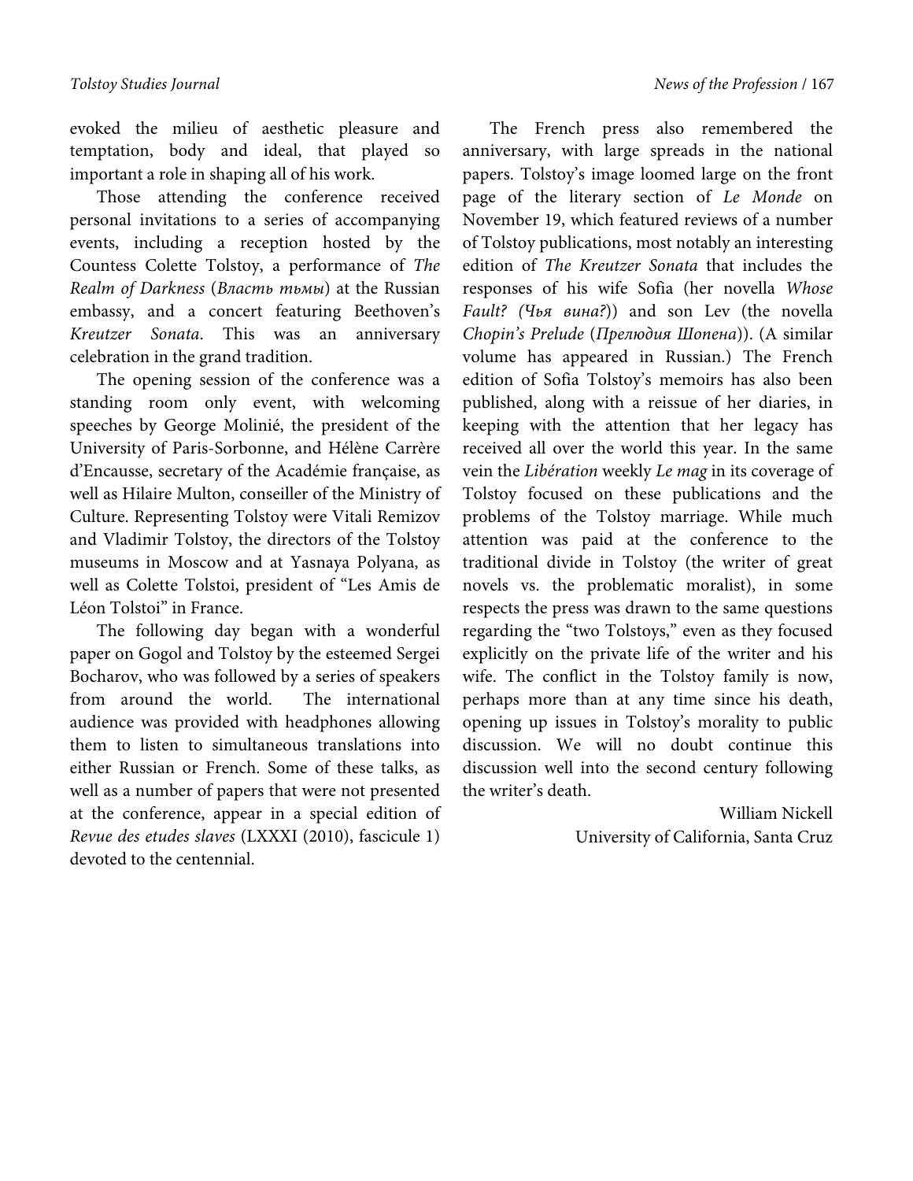evoked the milieu of aesthetic pleasure and temptation, body and ideal, that played so important a role in shaping all of his work.

Those attending the conference received personal invitations to a series of accompanying events, including a reception hosted by the Countess Colette Tolstoy, a performance of *The Realm of Darkness* (*Власть тьмы*) at the Russian embassy, and a concert featuring Beethoven's *Kreutzer Sonata*. This was an anniversary celebration in the grand tradition.

The opening session of the conference was a standing room only event, with welcoming speeches by George Molinié, the president of the University of Paris-Sorbonne, and Hélène Carrère d'Encausse, secretary of the Académie française, as well as Hilaire Multon, conseiller of the Ministry of Culture. Representing Tolstoy were Vitali Remizov and Vladimir Tolstoy, the directors of the Tolstoy museums in Moscow and at Yasnaya Polyana, as well as Colette Tolstoi, president of "Les Amis de Léon Tolstoi" in France.

The following day began with a wonderful paper on Gogol and Tolstoy by the esteemed Sergei Bocharov, who was followed by a series of speakers from around the world. The international audience was provided with headphones allowing them to listen to simultaneous translations into either Russian or French. Some of these talks, as well as a number of papers that were not presented at the conference, appear in a special edition of *Revue des etudes slaves* (LXXXI (2010), fascicule 1) devoted to the centennial.

The French press also remembered the anniversary, with large spreads in the national papers. Tolstoy's image loomed large on the front page of the literary section of *Le Monde* on November 19, which featured reviews of a number of Tolstoy publications, most notably an interesting edition of *The Kreutzer Sonata* that includes the responses of his wife Sofia (her novella *Whose Fault? (Чья вина?*)) and son Lev (the novella *Chopin's Prelude* (*Прелюдия Шопена*)). (A similar volume has appeared in Russian.) The French edition of Sofia Tolstoy's memoirs has also been published, along with a reissue of her diaries, in keeping with the attention that her legacy has received all over the world this year. In the same vein the *Libération* weekly *Le mag* in its coverage of Tolstoy focused on these publications and the problems of the Tolstoy marriage. While much attention was paid at the conference to the traditional divide in Tolstoy (the writer of great novels vs. the problematic moralist), in some respects the press was drawn to the same questions regarding the "two Tolstoys," even as they focused explicitly on the private life of the writer and his wife. The conflict in the Tolstoy family is now, perhaps more than at any time since his death, opening up issues in Tolstoy's morality to public discussion. We will no doubt continue this discussion well into the second century following the writer's death.

William Nickell
University of California, Santa Cruz